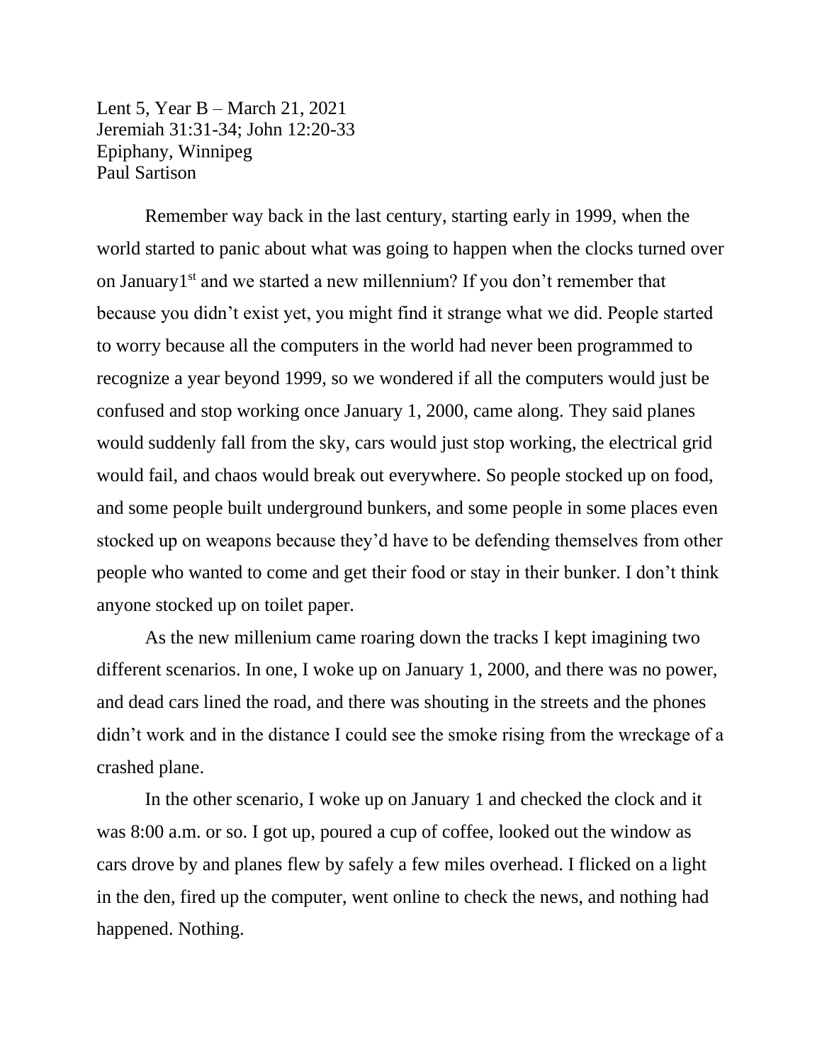Lent 5, Year B – March 21, 2021
Jeremiah 31:31-34; John 12:20-33
Epiphany, Winnipeg
Paul Sartison

Remember way back in the last century, starting early in 1999, when the world started to panic about what was going to happen when the clocks turned over on January1st and we started a new millennium? If you don't remember that because you didn't exist yet, you might find it strange what we did. People started to worry because all the computers in the world had never been programmed to recognize a year beyond 1999, so we wondered if all the computers would just be confused and stop working once January 1, 2000, came along. They said planes would suddenly fall from the sky, cars would just stop working, the electrical grid would fail, and chaos would break out everywhere. So people stocked up on food, and some people built underground bunkers, and some people in some places even stocked up on weapons because they'd have to be defending themselves from other people who wanted to come and get their food or stay in their bunker. I don't think anyone stocked up on toilet paper.

As the new millenium came roaring down the tracks I kept imagining two different scenarios. In one, I woke up on January 1, 2000, and there was no power, and dead cars lined the road, and there was shouting in the streets and the phones didn't work and in the distance I could see the smoke rising from the wreckage of a crashed plane.

In the other scenario, I woke up on January 1 and checked the clock and it was 8:00 a.m. or so. I got up, poured a cup of coffee, looked out the window as cars drove by and planes flew by safely a few miles overhead. I flicked on a light in the den, fired up the computer, went online to check the news, and nothing had happened. Nothing.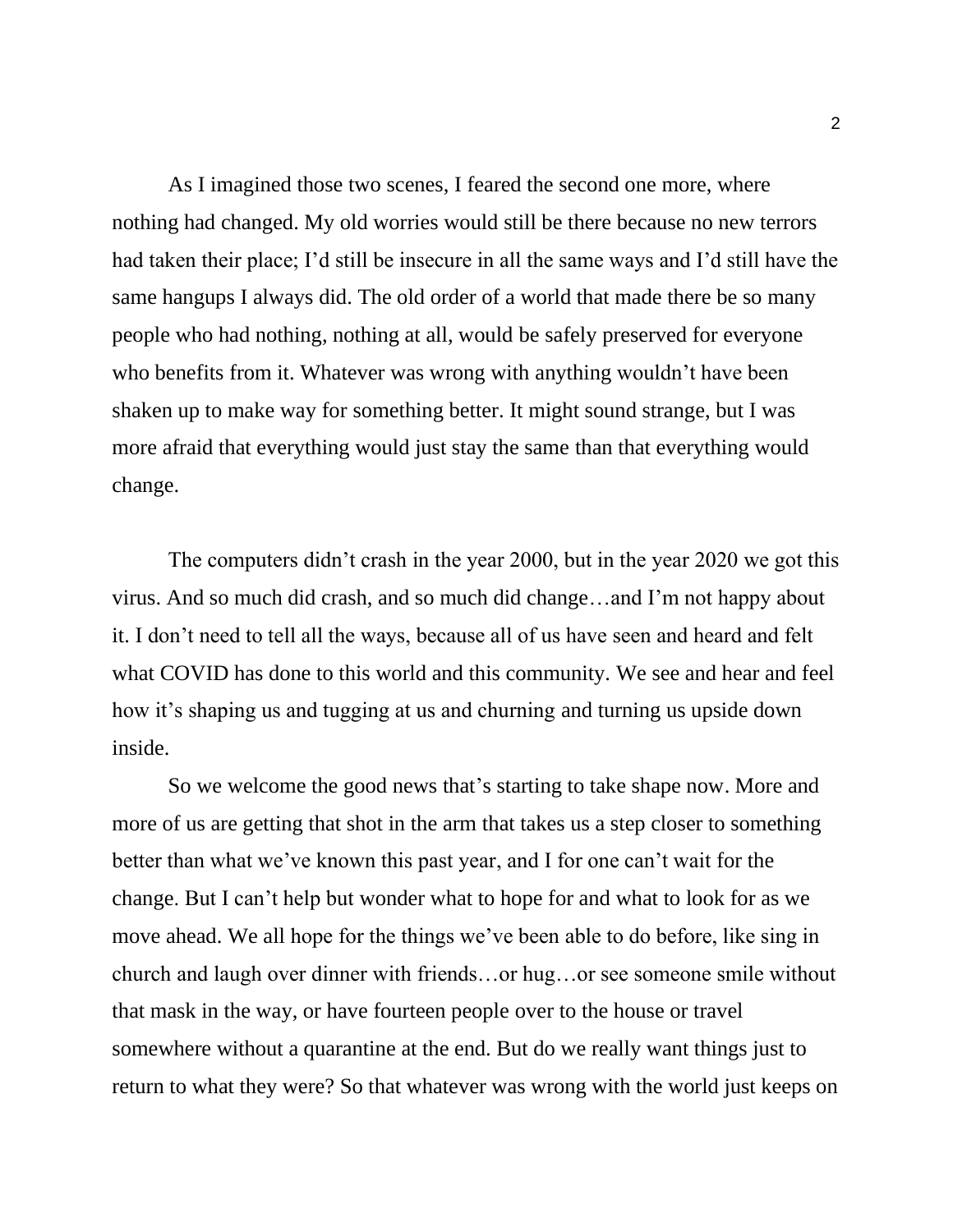As I imagined those two scenes, I feared the second one more, where nothing had changed. My old worries would still be there because no new terrors had taken their place; I'd still be insecure in all the same ways and I'd still have the same hangups I always did. The old order of a world that made there be so many people who had nothing, nothing at all, would be safely preserved for everyone who benefits from it. Whatever was wrong with anything wouldn't have been shaken up to make way for something better. It might sound strange, but I was more afraid that everything would just stay the same than that everything would change.

The computers didn't crash in the year 2000, but in the year 2020 we got this virus. And so much did crash, and so much did change…and I'm not happy about it. I don't need to tell all the ways, because all of us have seen and heard and felt what COVID has done to this world and this community. We see and hear and feel how it's shaping us and tugging at us and churning and turning us upside down inside.

So we welcome the good news that's starting to take shape now. More and more of us are getting that shot in the arm that takes us a step closer to something better than what we've known this past year, and I for one can't wait for the change. But I can't help but wonder what to hope for and what to look for as we move ahead. We all hope for the things we've been able to do before, like sing in church and laugh over dinner with friends…or hug…or see someone smile without that mask in the way, or have fourteen people over to the house or travel somewhere without a quarantine at the end. But do we really want things just to return to what they were? So that whatever was wrong with the world just keeps on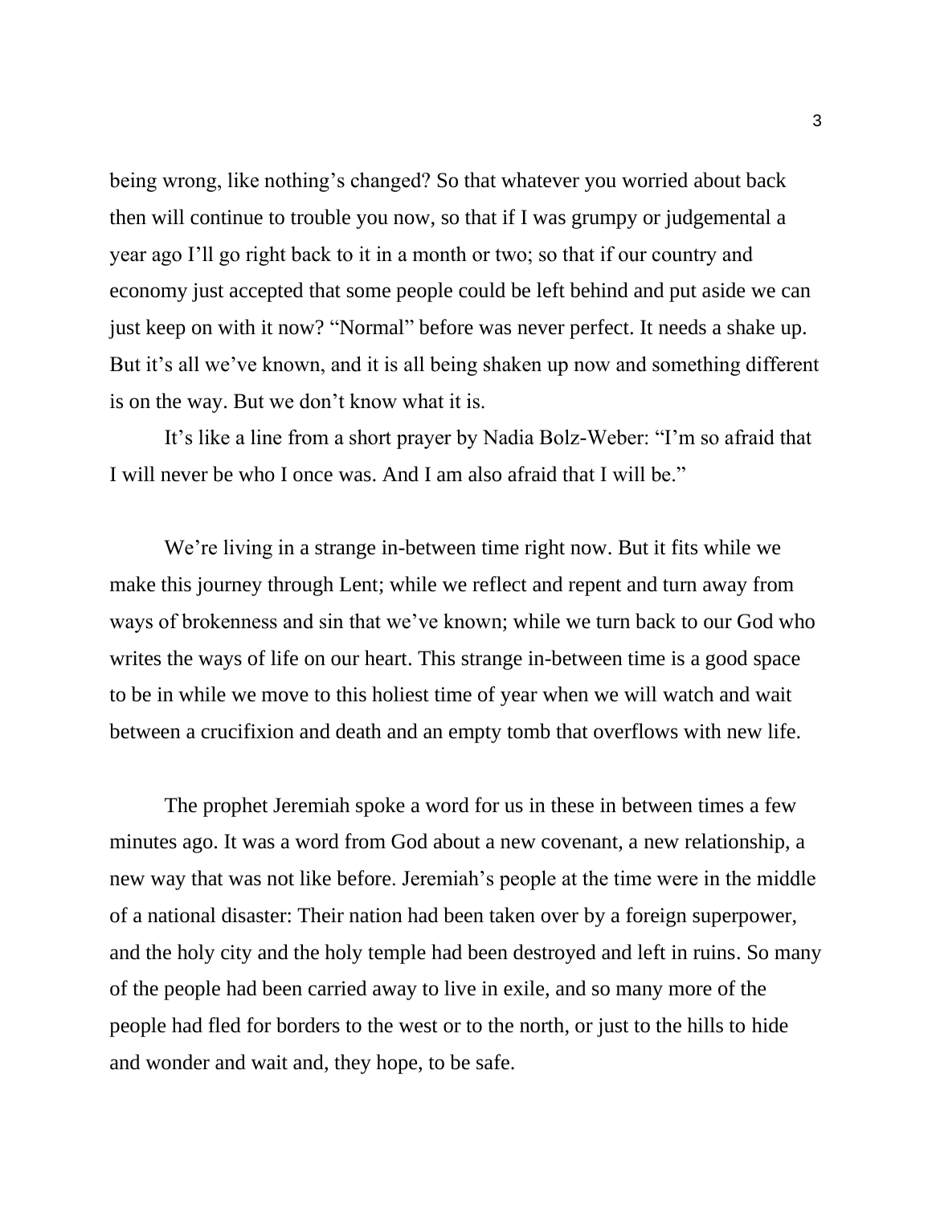being wrong, like nothing's changed? So that whatever you worried about back then will continue to trouble you now, so that if I was grumpy or judgemental a year ago I'll go right back to it in a month or two; so that if our country and economy just accepted that some people could be left behind and put aside we can just keep on with it now? "Normal" before was never perfect. It needs a shake up. But it's all we've known, and it is all being shaken up now and something different is on the way. But we don't know what it is.

It's like a line from a short prayer by Nadia Bolz-Weber: "I'm so afraid that I will never be who I once was. And I am also afraid that I will be."

We're living in a strange in-between time right now. But it fits while we make this journey through Lent; while we reflect and repent and turn away from ways of brokenness and sin that we've known; while we turn back to our God who writes the ways of life on our heart. This strange in-between time is a good space to be in while we move to this holiest time of year when we will watch and wait between a crucifixion and death and an empty tomb that overflows with new life.

The prophet Jeremiah spoke a word for us in these in between times a few minutes ago. It was a word from God about a new covenant, a new relationship, a new way that was not like before. Jeremiah's people at the time were in the middle of a national disaster: Their nation had been taken over by a foreign superpower, and the holy city and the holy temple had been destroyed and left in ruins. So many of the people had been carried away to live in exile, and so many more of the people had fled for borders to the west or to the north, or just to the hills to hide and wonder and wait and, they hope, to be safe.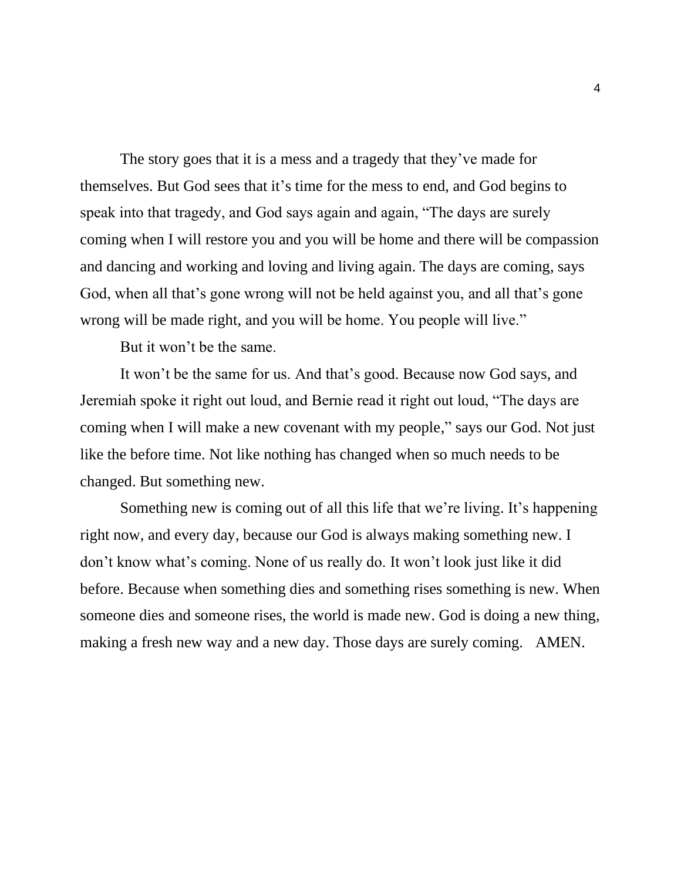The story goes that it is a mess and a tragedy that they've made for themselves. But God sees that it's time for the mess to end, and God begins to speak into that tragedy, and God says again and again, "The days are surely coming when I will restore you and you will be home and there will be compassion and dancing and working and loving and living again. The days are coming, says God, when all that's gone wrong will not be held against you, and all that's gone wrong will be made right, and you will be home. You people will live."

But it won't be the same.

It won't be the same for us. And that's good. Because now God says, and Jeremiah spoke it right out loud, and Bernie read it right out loud, "The days are coming when I will make a new covenant with my people," says our God. Not just like the before time. Not like nothing has changed when so much needs to be changed. But something new.

Something new is coming out of all this life that we're living. It's happening right now, and every day, because our God is always making something new. I don't know what's coming. None of us really do. It won't look just like it did before. Because when something dies and something rises something is new. When someone dies and someone rises, the world is made new. God is doing a new thing, making a fresh new way and a new day. Those days are surely coming. AMEN.